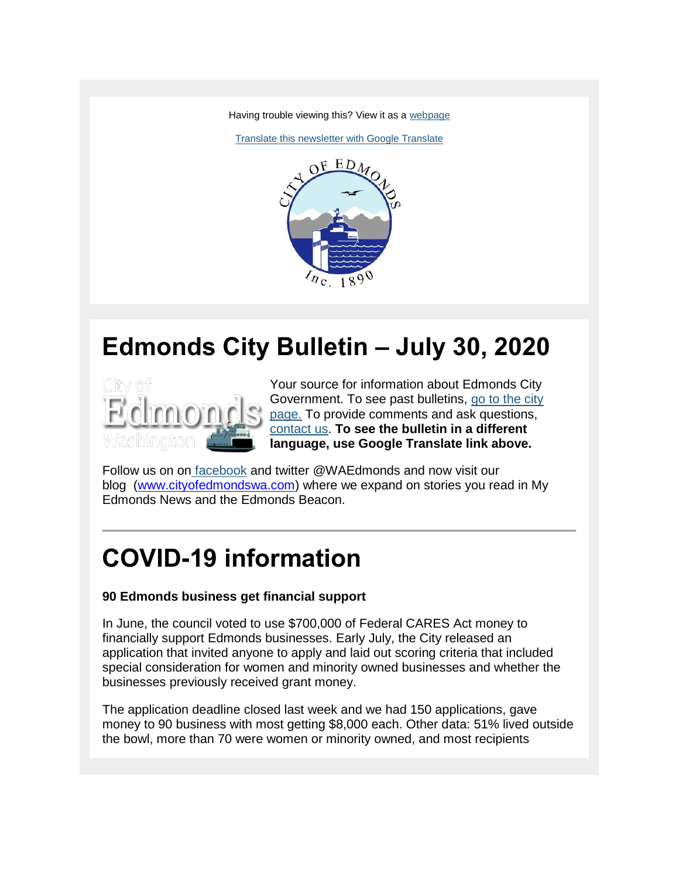Having trouble viewing this? View it as a webpage

Translate this newsletter with Google Translate

# Edmonds City Bulletin – July 30, 2020

Your source for information about Edmonds City Government. To see past bulletins, go to the city page. To provide comments and ask questions, contact us. **To see the bulletin in a different language, use Google Translate link above.**

Follow us on facebook and twitter @WAEdmonds and now visit our blog (www.cityofedmondswa.com) where we expand on stories you read in My Edmonds News and the Edmonds Beacon.

---

# COVID-19 information

**90 Edmonds business get financial support**

In June, the council voted to use $700,000 of Federal CARES Act money to financially support Edmonds businesses. Early July, the City released an application that invited anyone to apply and laid out scoring criteria that included special consideration for women and minority owned businesses and whether the businesses previously received grant money.

The application deadline closed last week and we had 150 applications, gave money to 90 business with most getting $8,000 each. Other data: 51% lived outside the bowl, more than 70 were women or minority owned, and most recipients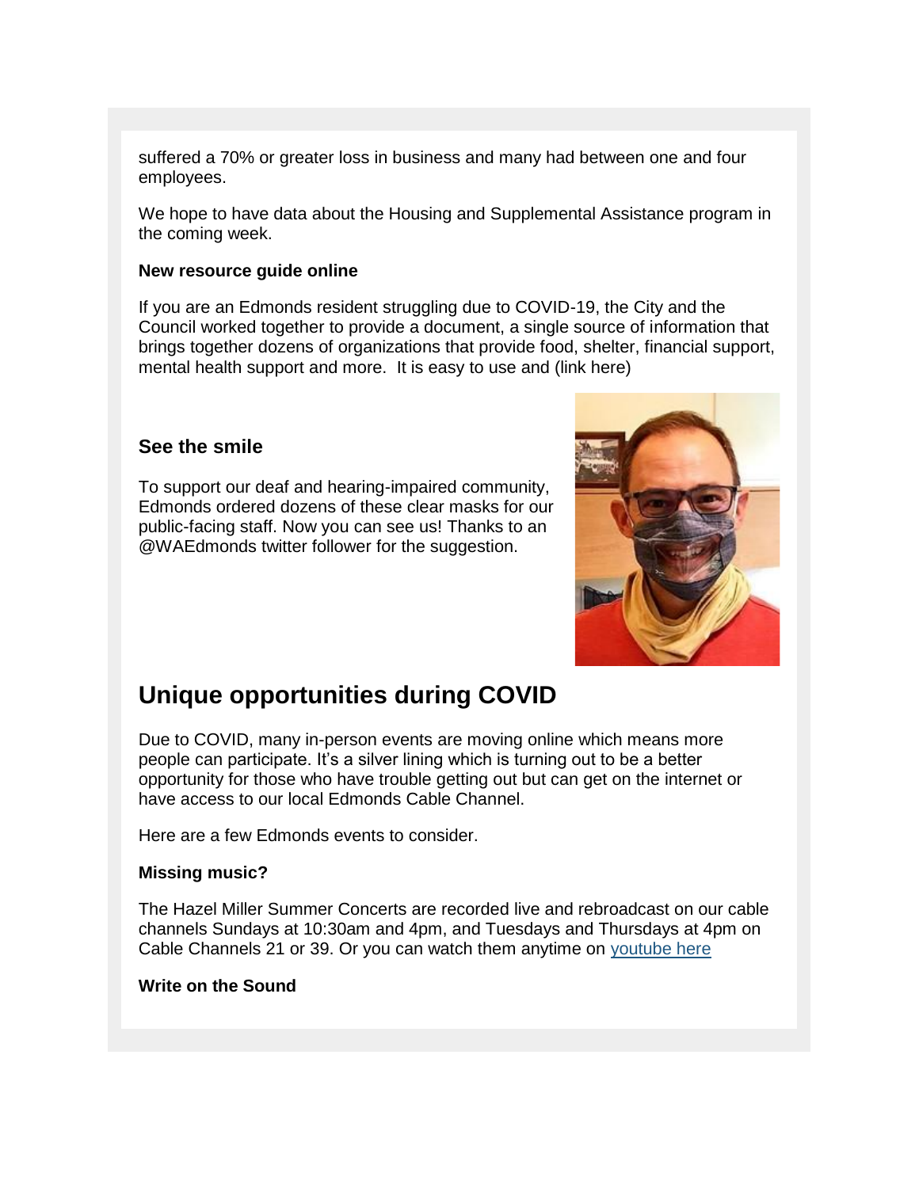suffered a 70% or greater loss in business and many had between one and four employees.

We hope to have data about the Housing and Supplemental Assistance program in the coming week.

**New resource guide online**

If you are an Edmonds resident struggling due to COVID-19, the City and the Council worked together to provide a document, a single source of information that brings together dozens of organizations that provide food, shelter, financial support, mental health support and more. It is easy to use and (link here)

### See the smile

To support our deaf and hearing-impaired community, Edmonds ordered dozens of these clear masks for our public-facing staff. Now you can see us! Thanks to an @WAEdmonds twitter follower for the suggestion.

## Unique opportunities during COVID

Due to COVID, many in-person events are moving online which means more people can participate. It's a silver lining which is turning out to be a better opportunity for those who have trouble getting out but can get on the internet or have access to our local Edmonds Cable Channel.

Here are a few Edmonds events to consider.

**Missing music?**

The Hazel Miller Summer Concerts are recorded live and rebroadcast on our cable channels Sundays at 10:30am and 4pm, and Tuesdays and Thursdays at 4pm on Cable Channels 21 or 39. Or you can watch them anytime on youtube here

**Write on the Sound**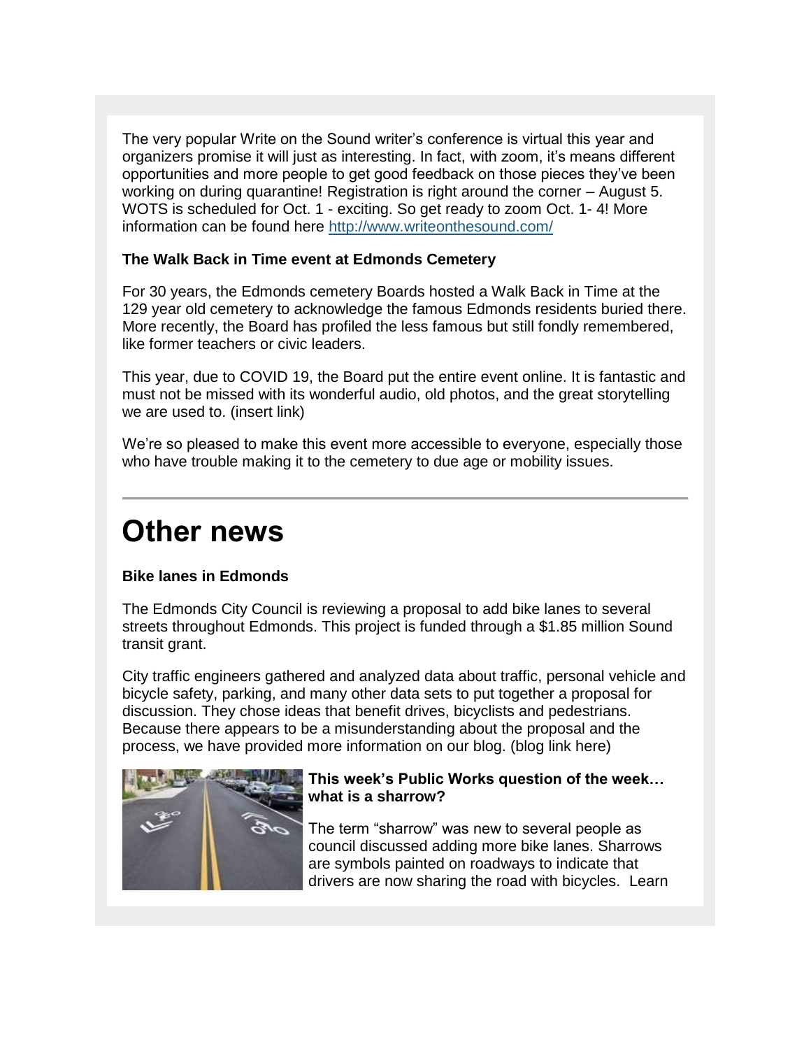The very popular Write on the Sound writer's conference is virtual this year and organizers promise it will just as interesting. In fact, with zoom, it's means different opportunities and more people to get good feedback on those pieces they've been working on during quarantine! Registration is right around the corner – August 5. WOTS is scheduled for Oct. 1 - exciting. So get ready to zoom Oct. 1- 4! More information can be found here http://www.writeonthesound.com/

**The Walk Back in Time event at Edmonds Cemetery**

For 30 years, the Edmonds cemetery Boards hosted a Walk Back in Time at the 129 year old cemetery to acknowledge the famous Edmonds residents buried there. More recently, the Board has profiled the less famous but still fondly remembered, like former teachers or civic leaders.

This year, due to COVID 19, the Board put the entire event online. It is fantastic and must not be missed with its wonderful audio, old photos, and the great storytelling we are used to. (insert link)

We're so pleased to make this event more accessible to everyone, especially those who have trouble making it to the cemetery to due age or mobility issues.

---

# Other news

**Bike lanes in Edmonds**

The Edmonds City Council is reviewing a proposal to add bike lanes to several streets throughout Edmonds. This project is funded through a $1.85 million Sound transit grant.

City traffic engineers gathered and analyzed data about traffic, personal vehicle and bicycle safety, parking, and many other data sets to put together a proposal for discussion. They chose ideas that benefit drives, bicyclists and pedestrians. Because there appears to be a misunderstanding about the proposal and the process, we have provided more information on our blog. (blog link here)

**This week's Public Works question of the week… what is a sharrow?**

The term "sharrow" was new to several people as council discussed adding more bike lanes. Sharrows are symbols painted on roadways to indicate that drivers are now sharing the road with bicycles. Learn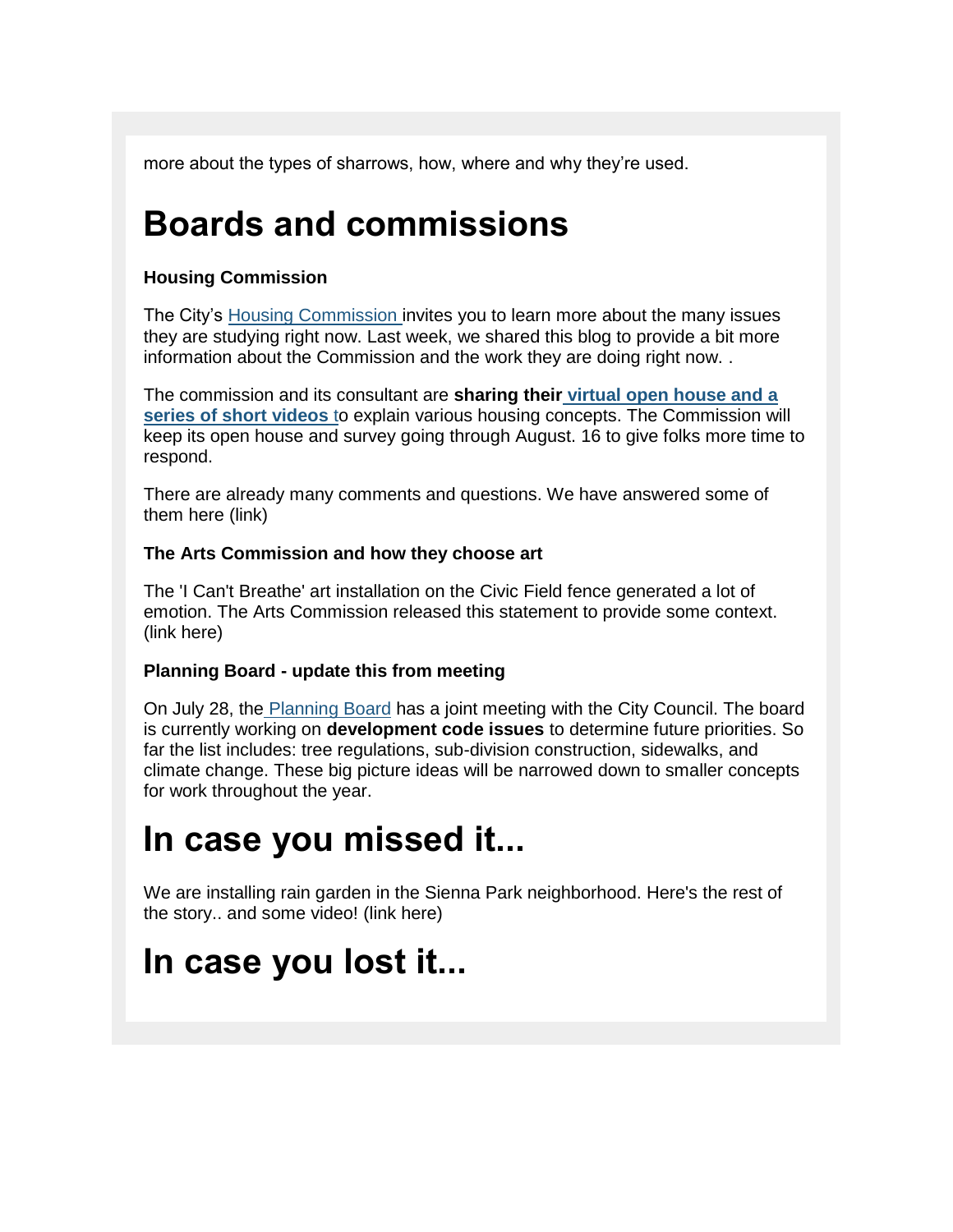more about the types of sharrows, how, where and why they're used.

# Boards and commissions

**Housing Commission**

The City's Housing Commission invites you to learn more about the many issues they are studying right now. Last week, we shared this blog to provide a bit more information about the Commission and the work they are doing right now. .

The commission and its consultant are **sharing their virtual open house and a series of short videos t**o explain various housing concepts. The Commission will keep its open house and survey going through August. 16 to give folks more time to respond.

There are already many comments and questions. We have answered some of them here (link)

**The Arts Commission and how they choose art**

The 'I Can't Breathe' art installation on the Civic Field fence generated a lot of emotion. The Arts Commission released this statement to provide some context. (link here)

**Planning Board - update this from meeting**

On July 28, the Planning Board has a joint meeting with the City Council. The board is currently working on **development code issues** to determine future priorities. So far the list includes: tree regulations, sub-division construction, sidewalks, and climate change. These big picture ideas will be narrowed down to smaller concepts for work throughout the year.

# In case you missed it...

We are installing rain garden in the Sienna Park neighborhood. Here's the rest of the story.. and some video! (link here)

# In case you lost it...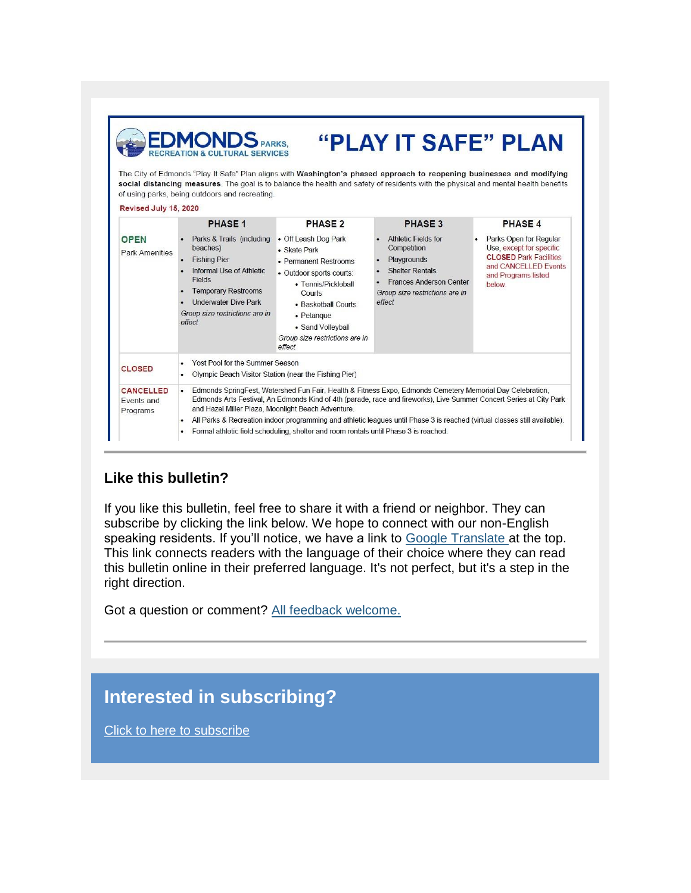**EDMONDS** PARKS, RECREATION & CULTURAL SERVICES

# "PLAY IT SAFE" PLAN

The City of Edmonds "Play It Safe" Plan aligns with **Washington's phased approach to reopening businesses and modifying social distancing measures**. The goal is to balance the health and safety of residents with the physical and mental health benefits of using parks, being outdoors and recreating.

Revised July 15, 2020

| | PHASE 1 | PHASE 2 | PHASE 3 | PHASE 4 |
|---|---|---|---|---|
| **OPEN** Park Amenities | • Parks & Trails (including beaches)<br>• Fishing Pier<br>• Informal Use of Athletic Fields<br>• Temporary Restrooms<br>• Underwater Dive Park<br>*Group size restrictions are in effect* | • Off Leash Dog Park<br>• Skate Park<br>• Permanent Restrooms<br>• Outdoor sports courts:<br>• Tennis/Pickleball Courts<br>• Basketball Courts<br>• Petanque<br>• Sand Volleyball<br>*Group size restrictions are in effect* | • Athletic Fields for Competition<br>• Playgrounds<br>• Shelter Rentals<br>• Frances Anderson Center<br>*Group size restrictions are in effect* | • Parks Open for Regular Use, except for specific **CLOSED** Park Facilities and CANCELLED Events and Programs listed below. |
| **CLOSED** | • Yost Pool for the Summer Season<br>• Olympic Beach Visitor Station (near the Fishing Pier) | | | |
| **CANCELLED** Events and Programs | • Edmonds SpringFest, Watershed Fun Fair, Health & Fitness Expo, Edmonds Cemetery Memorial Day Celebration, Edmonds Arts Festival, An Edmonds Kind of 4th (parade, race and fireworks), Live Summer Concert Series at City Park and Hazel Miller Plaza, Moonlight Beach Adventure.<br>• All Parks & Recreation indoor programming and athletic leagues until Phase 3 is reached (virtual classes still available).<br>• Formal athletic field scheduling, shelter and room rentals until Phase 3 is reached. | | | |

## Like this bulletin?

If you like this bulletin, feel free to share it with a friend or neighbor. They can subscribe by clicking the link below. We hope to connect with our non-English speaking residents. If you'll notice, we have a link to Google Translate at the top. This link connects readers with the language of their choice where they can read this bulletin online in their preferred language. It's not perfect, but it's a step in the right direction.

Got a question or comment? All feedback welcome.

## Interested in subscribing?

Click to here to subscribe